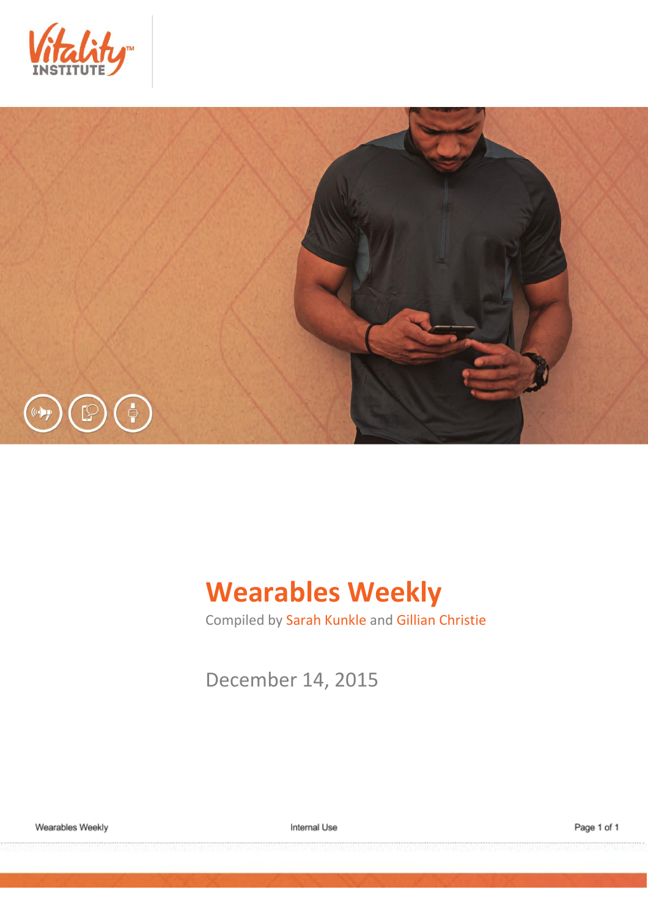# Wearables Weekly

Compiled by Sarah Kunkle and Gillian Christie

December 14, 2015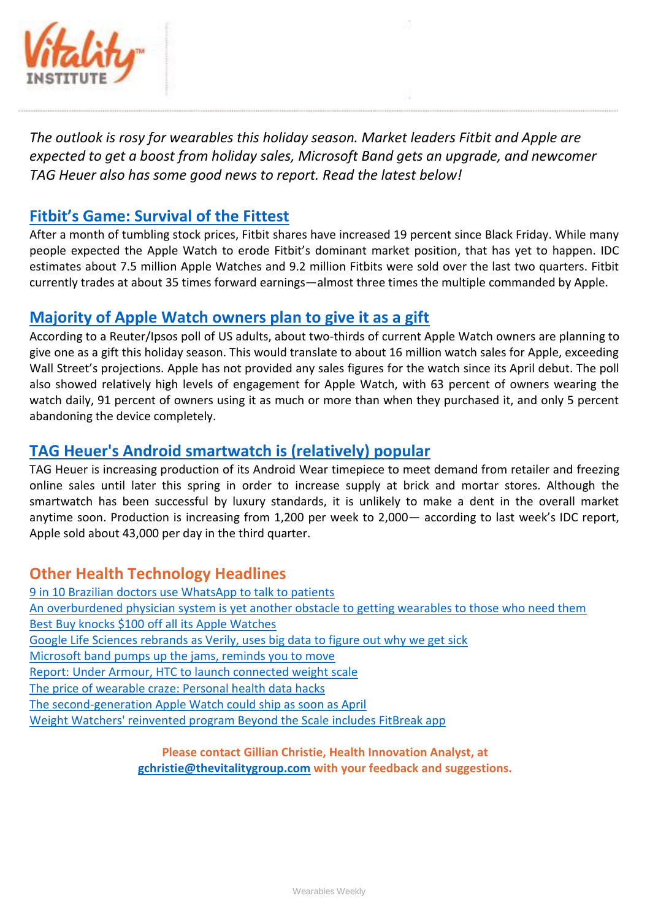*The outlook is rosy for wearables this holiday season. Market leaders Fitbit and Apple are expected to get a boost from holiday sales, Microsoft Band gets an upgrade, and newcomer TAG Heuer also has some good news to report. Read the latest below!*

## Fitbit's Game: Survival of the Fittest

After a month of tumbling stock prices, Fitbit shares have increased 19 percent since Black Friday. While many people expected the Apple Watch to erode Fitbit's dominant market position, that has yet to happen. IDC estimates about 7.5 million Apple Watches and 9.2 million Fitbits were sold over the last two quarters. Fitbit currently trades at about 35 times forward earnings—almost three times the multiple commanded by Apple.

## Majority of Apple Watch owners plan to give it as a gift

According to a Reuter/Ipsos poll of US adults, about two-thirds of current Apple Watch owners are planning to give one as a gift this holiday season. This would translate to about 16 million watch sales for Apple, exceeding Wall Street's projections. Apple has not provided any sales figures for the watch since its April debut. The poll also showed relatively high levels of engagement for Apple Watch, with 63 percent of owners wearing the watch daily, 91 percent of owners using it as much or more than when they purchased it, and only 5 percent abandoning the device completely.

## TAG Heuer's Android smartwatch is (relatively) popular

TAG Heuer is increasing production of its Android Wear timepiece to meet demand from retailer and freezing online sales until later this spring in order to increase supply at brick and mortar stores. Although the smartwatch has been successful by luxury standards, it is unlikely to make a dent in the overall market anytime soon. Production is increasing from 1,200 per week to 2,000— according to last week's IDC report, Apple sold about 43,000 per day in the third quarter.

## Other Health Technology Headlines

9 in 10 Brazilian doctors use WhatsApp to talk to patients
An overburdened physician system is yet another obstacle to getting wearables to those who need them
Best Buy knocks $100 off all its Apple Watches
Google Life Sciences rebrands as Verily, uses big data to figure out why we get sick
Microsoft band pumps up the jams, reminds you to move
Report: Under Armour, HTC to launch connected weight scale
The price of wearable craze: Personal health data hacks
The second-generation Apple Watch could ship as soon as April
Weight Watchers' reinvented program Beyond the Scale includes FitBreak app

**Please contact Gillian Christie, Health Innovation Analyst, at gchristie@thevitalitygroup.com with your feedback and suggestions.**